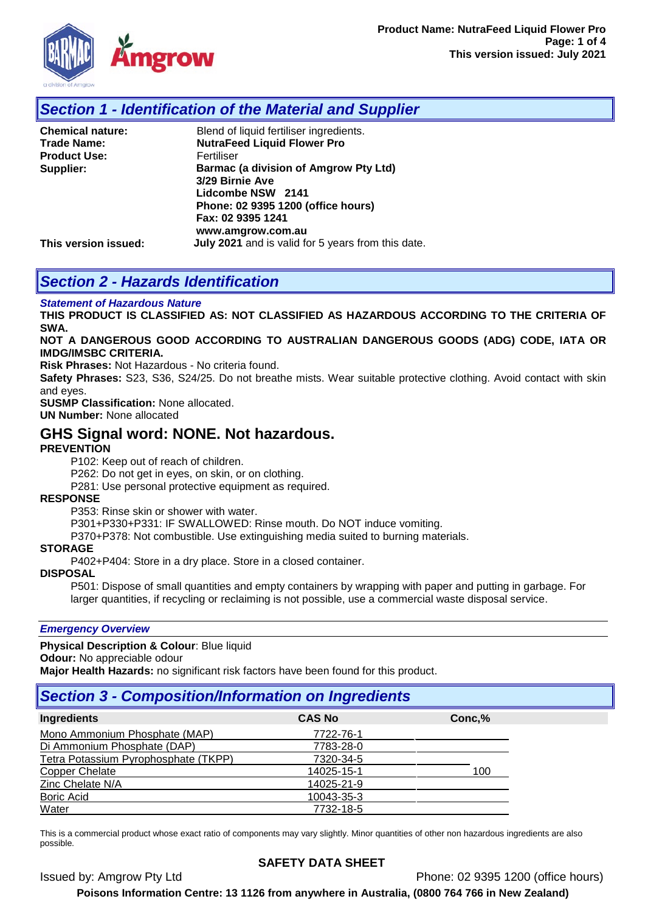## Section 1 - Identification of the Material and Supplier

**Chemical nature:** Blend of liquid fertiliser ingredients.
**Trade Name:** **NutraFeed Liquid Flower Pro**
**Product Use:** Fertiliser
**Supplier:** **Barmac (a division of Amgrow Pty Ltd)**
**3/29 Birnie Ave**
**Lidcombe NSW 2141**
**Phone: 02 9395 1200 (office hours)**
**Fax: 02 9395 1241**
**www.amgrow.com.au**
**This version issued:** **July 2021** and is valid for 5 years from this date.

## Section 2 - Hazards Identification

***Statement of Hazardous Nature***

**THIS PRODUCT IS CLASSIFIED AS: NOT CLASSIFIED AS HAZARDOUS ACCORDING TO THE CRITERIA OF SWA.**

**NOT A DANGEROUS GOOD ACCORDING TO AUSTRALIAN DANGEROUS GOODS (ADG) CODE, IATA OR IMDG/IMSBC CRITERIA.**

**Risk Phrases:** Not Hazardous - No criteria found.

**Safety Phrases:** S23, S36, S24/25. Do not breathe mists. Wear suitable protective clothing. Avoid contact with skin and eyes.

**SUSMP Classification:** None allocated.

**UN Number:** None allocated

### GHS Signal word: NONE. Not hazardous.

**PREVENTION**

P102: Keep out of reach of children.
P262: Do not get in eyes, on skin, or on clothing.
P281: Use personal protective equipment as required.

**RESPONSE**

P353: Rinse skin or shower with water.
P301+P330+P331: IF SWALLOWED: Rinse mouth. Do NOT induce vomiting.
P370+P378: Not combustible. Use extinguishing media suited to burning materials.

**STORAGE**

P402+P404: Store in a dry place. Store in a closed container.

**DISPOSAL**

P501: Dispose of small quantities and empty containers by wrapping with paper and putting in garbage. For larger quantities, if recycling or reclaiming is not possible, use a commercial waste disposal service.

***Emergency Overview***

**Physical Description & Colour**: Blue liquid
**Odour:** No appreciable odour
**Major Health Hazards:** no significant risk factors have been found for this product.

## Section 3 - Composition/Information on Ingredients

| Ingredients | CAS No | Conc,% |
|---|---|---|
| Mono Ammonium Phosphate (MAP) | 7722-76-1 | |
| Di Ammonium Phosphate (DAP) | 7783-28-0 | |
| Tetra Potassium Pyrophosphate (TKPP) | 7320-34-5 | |
| Copper Chelate | 14025-15-1 | 100 |
| Zinc Chelate N/A | 14025-21-9 | |
| Boric Acid | 10043-35-3 | |
| Water | 7732-18-5 | |

This is a commercial product whose exact ratio of components may vary slightly. Minor quantities of other non hazardous ingredients are also possible.

**SAFETY DATA SHEET**

Issued by: Amgrow Pty Ltd Phone: 02 9395 1200 (office hours)

**Poisons Information Centre: 13 1126 from anywhere in Australia, (0800 764 766 in New Zealand)**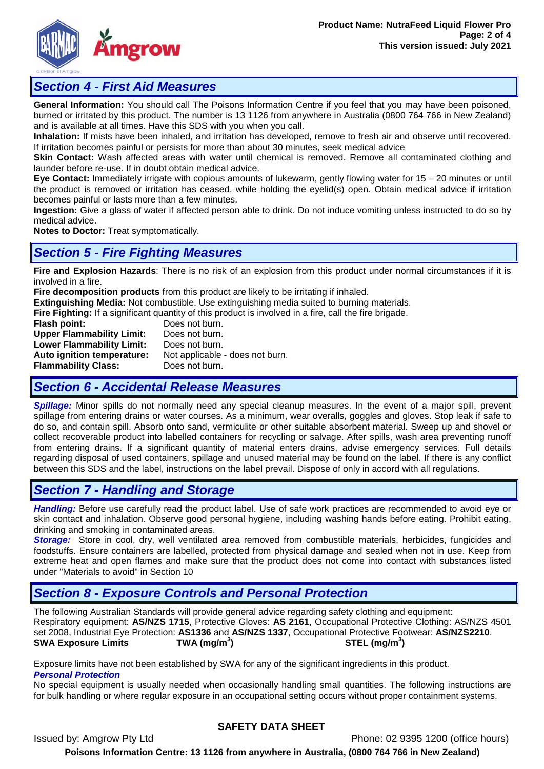## Section 4 - First Aid Measures

**General Information:** You should call The Poisons Information Centre if you feel that you may have been poisoned, burned or irritated by this product. The number is 13 1126 from anywhere in Australia (0800 764 766 in New Zealand) and is available at all times. Have this SDS with you when you call.

**Inhalation:** If mists have been inhaled, and irritation has developed, remove to fresh air and observe until recovered. If irritation becomes painful or persists for more than about 30 minutes, seek medical advice

**Skin Contact:** Wash affected areas with water until chemical is removed. Remove all contaminated clothing and launder before re-use. If in doubt obtain medical advice.

**Eye Contact:** Immediately irrigate with copious amounts of lukewarm, gently flowing water for 15 – 20 minutes or until the product is removed or irritation has ceased, while holding the eyelid(s) open. Obtain medical advice if irritation becomes painful or lasts more than a few minutes.

**Ingestion:** Give a glass of water if affected person able to drink. Do not induce vomiting unless instructed to do so by medical advice.

**Notes to Doctor:** Treat symptomatically.

## Section 5 - Fire Fighting Measures

**Fire and Explosion Hazards**: There is no risk of an explosion from this product under normal circumstances if it is involved in a fire.

**Fire decomposition products** from this product are likely to be irritating if inhaled.

**Extinguishing Media:** Not combustible. Use extinguishing media suited to burning materials.

**Fire Fighting:** If a significant quantity of this product is involved in a fire, call the fire brigade.

**Flash point:** Does not burn.
**Upper Flammability Limit:** Does not burn.
**Lower Flammability Limit:** Does not burn.
**Auto ignition temperature:** Not applicable - does not burn.
**Flammability Class:** Does not burn.

## Section 6 - Accidental Release Measures

***Spillage:*** Minor spills do not normally need any special cleanup measures. In the event of a major spill, prevent spillage from entering drains or water courses. As a minimum, wear overalls, goggles and gloves. Stop leak if safe to do so, and contain spill. Absorb onto sand, vermiculite or other suitable absorbent material. Sweep up and shovel or collect recoverable product into labelled containers for recycling or salvage. After spills, wash area preventing runoff from entering drains. If a significant quantity of material enters drains, advise emergency services. Full details regarding disposal of used containers, spillage and unused material may be found on the label. If there is any conflict between this SDS and the label, instructions on the label prevail. Dispose of only in accord with all regulations.

## Section 7 - Handling and Storage

***Handling:*** Before use carefully read the product label. Use of safe work practices are recommended to avoid eye or skin contact and inhalation. Observe good personal hygiene, including washing hands before eating. Prohibit eating, drinking and smoking in contaminated areas.

***Storage:*** Store in cool, dry, well ventilated area removed from combustible materials, herbicides, fungicides and foodstuffs. Ensure containers are labelled, protected from physical damage and sealed when not in use. Keep from extreme heat and open flames and make sure that the product does not come into contact with substances listed under "Materials to avoid" in Section 10

## Section 8 - Exposure Controls and Personal Protection

The following Australian Standards will provide general advice regarding safety clothing and equipment:
Respiratory equipment: **AS/NZS 1715**, Protective Gloves: **AS 2161**, Occupational Protective Clothing: AS/NZS 4501 set 2008, Industrial Eye Protection: **AS1336** and **AS/NZS 1337**, Occupational Protective Footwear: **AS/NZS2210**.

| SWA Exposure Limits | TWA (mg/m$^3$) | STEL (mg/m$^3$) |
|---|---|---|

Exposure limits have not been established by SWA for any of the significant ingredients in this product.

***Personal Protection***

No special equipment is usually needed when occasionally handling small quantities. The following instructions are for bulk handling or where regular exposure in an occupational setting occurs without proper containment systems.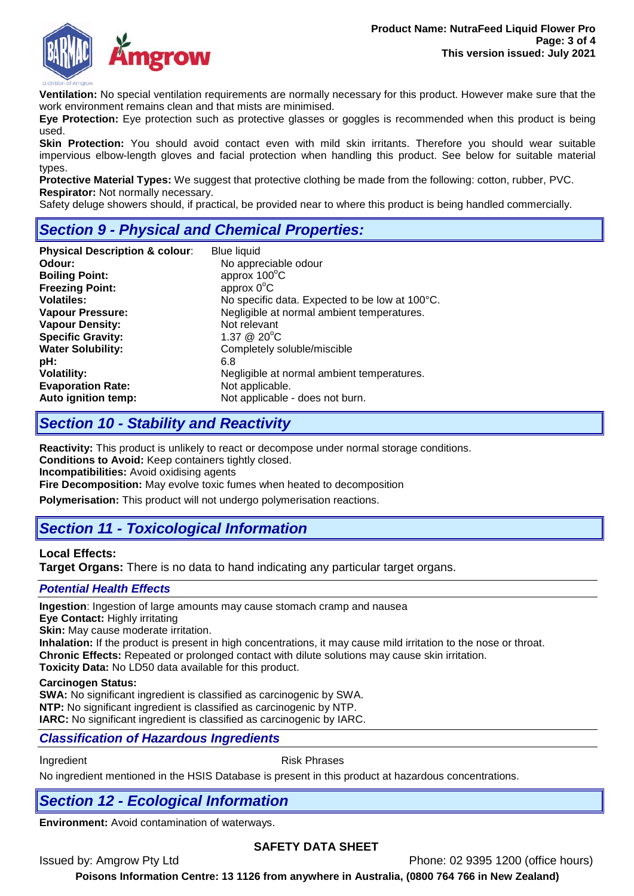**Ventilation:** No special ventilation requirements are normally necessary for this product. However make sure that the work environment remains clean and that mists are minimised.
**Eye Protection:** Eye protection such as protective glasses or goggles is recommended when this product is being used.
**Skin Protection:** You should avoid contact even with mild skin irritants. Therefore you should wear suitable impervious elbow-length gloves and facial protection when handling this product. See below for suitable material types.
**Protective Material Types:** We suggest that protective clothing be made from the following: cotton, rubber, PVC.
**Respirator:** Not normally necessary.
Safety deluge showers should, if practical, be provided near to where this product is being handled commercially.

## *Section 9 - Physical and Chemical Properties:*

| | |
|---|---|
| **Physical Description & colour**: | Blue liquid |
| **Odour:** | No appreciable odour |
| **Boiling Point:** | approx 100°C |
| **Freezing Point:** | approx 0°C |
| **Volatiles:** | No specific data. Expected to be low at 100°C. |
| **Vapour Pressure:** | Negligible at normal ambient temperatures. |
| **Vapour Density:** | Not relevant |
| **Specific Gravity:** | 1.37 @ 20°C |
| **Water Solubility:** | Completely soluble/miscible |
| **pH:** | 6.8 |
| **Volatility:** | Negligible at normal ambient temperatures. |
| **Evaporation Rate:** | Not applicable. |
| **Auto ignition temp:** | Not applicable - does not burn. |

## *Section 10 - Stability and Reactivity*

**Reactivity:** This product is unlikely to react or decompose under normal storage conditions.
**Conditions to Avoid:** Keep containers tightly closed.
**Incompatibilities:** Avoid oxidising agents
**Fire Decomposition:** May evolve toxic fumes when heated to decomposition
**Polymerisation:** This product will not undergo polymerisation reactions.

## *Section 11 - Toxicological Information*

**Local Effects:**
**Target Organs:** There is no data to hand indicating any particular target organs.

### *Potential Health Effects*

**Ingestion**: Ingestion of large amounts may cause stomach cramp and nausea
**Eye Contact:** Highly irritating
**Skin:** May cause moderate irritation.
**Inhalation:** If the product is present in high concentrations, it may cause mild irritation to the nose or throat.
**Chronic Effects:** Repeated or prolonged contact with dilute solutions may cause skin irritation.
**Toxicity Data:** No LD50 data available for this product.

**Carcinogen Status:**
**SWA:** No significant ingredient is classified as carcinogenic by SWA.
**NTP:** No significant ingredient is classified as carcinogenic by NTP.
**IARC:** No significant ingredient is classified as carcinogenic by IARC.

### *Classification of Hazardous Ingredients*

| Ingredient | Risk Phrases |
|---|---|

No ingredient mentioned in the HSIS Database is present in this product at hazardous concentrations.

## *Section 12 - Ecological Information*

**Environment:** Avoid contamination of waterways.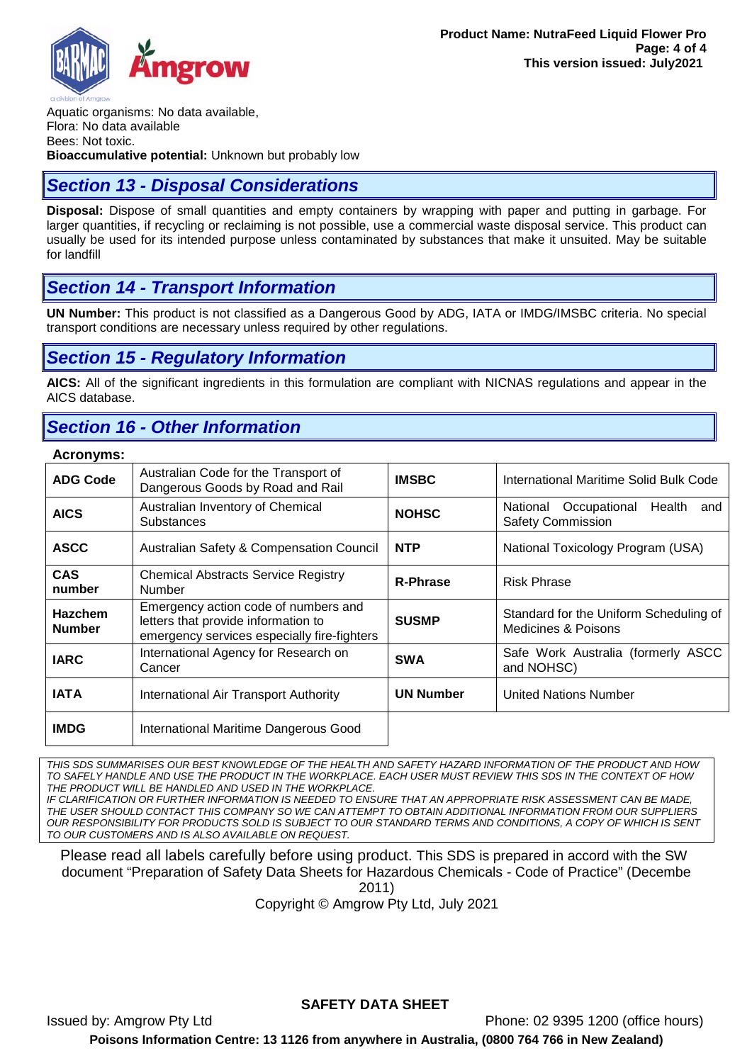Aquatic organisms: No data available,
Flora: No data available
Bees: Not toxic.
**Bioaccumulative potential:** Unknown but probably low

## Section 13 - Disposal Considerations

**Disposal:** Dispose of small quantities and empty containers by wrapping with paper and putting in garbage. For larger quantities, if recycling or reclaiming is not possible, use a commercial waste disposal service. This product can usually be used for its intended purpose unless contaminated by substances that make it unsuited. May be suitable for landfill

## Section 14 - Transport Information

**UN Number:** This product is not classified as a Dangerous Good by ADG, IATA or IMDG/IMSBC criteria. No special transport conditions are necessary unless required by other regulations.

## Section 15 - Regulatory Information

**AICS:** All of the significant ingredients in this formulation are compliant with NICNAS regulations and appear in the AICS database.

## Section 16 - Other Information

**Acronyms:**

| | | | |
|---|---|---|---|
| **ADG Code** | Australian Code for the Transport of Dangerous Goods by Road and Rail | **IMSBC** | International Maritime Solid Bulk Code |
| **AICS** | Australian Inventory of Chemical Substances | **NOHSC** | National Occupational Health and Safety Commission |
| **ASCC** | Australian Safety & Compensation Council | **NTP** | National Toxicology Program (USA) |
| **CAS number** | Chemical Abstracts Service Registry Number | **R-Phrase** | Risk Phrase |
| **Hazchem Number** | Emergency action code of numbers and letters that provide information to emergency services especially fire-fighters | **SUSMP** | Standard for the Uniform Scheduling of Medicines & Poisons |
| **IARC** | International Agency for Research on Cancer | **SWA** | Safe Work Australia (formerly ASCC and NOHSC) |
| **IATA** | International Air Transport Authority | **UN Number** | United Nations Number |
| **IMDG** | International Maritime Dangerous Good | | |

*THIS SDS SUMMARISES OUR BEST KNOWLEDGE OF THE HEALTH AND SAFETY HAZARD INFORMATION OF THE PRODUCT AND HOW TO SAFELY HANDLE AND USE THE PRODUCT IN THE WORKPLACE. EACH USER MUST REVIEW THIS SDS IN THE CONTEXT OF HOW THE PRODUCT WILL BE HANDLED AND USED IN THE WORKPLACE.*
*IF CLARIFICATION OR FURTHER INFORMATION IS NEEDED TO ENSURE THAT AN APPROPRIATE RISK ASSESSMENT CAN BE MADE, THE USER SHOULD CONTACT THIS COMPANY SO WE CAN ATTEMPT TO OBTAIN ADDITIONAL INFORMATION FROM OUR SUPPLIERS OUR RESPONSIBILITY FOR PRODUCTS SOLD IS SUBJECT TO OUR STANDARD TERMS AND CONDITIONS, A COPY OF WHICH IS SENT TO OUR CUSTOMERS AND IS ALSO AVAILABLE ON REQUEST.*

Please read all labels carefully before using product. This SDS is prepared in accord with the SW document "Preparation of Safety Data Sheets for Hazardous Chemicals - Code of Practice" (Decembe 2011)

Copyright © Amgrow Pty Ltd, July 2021